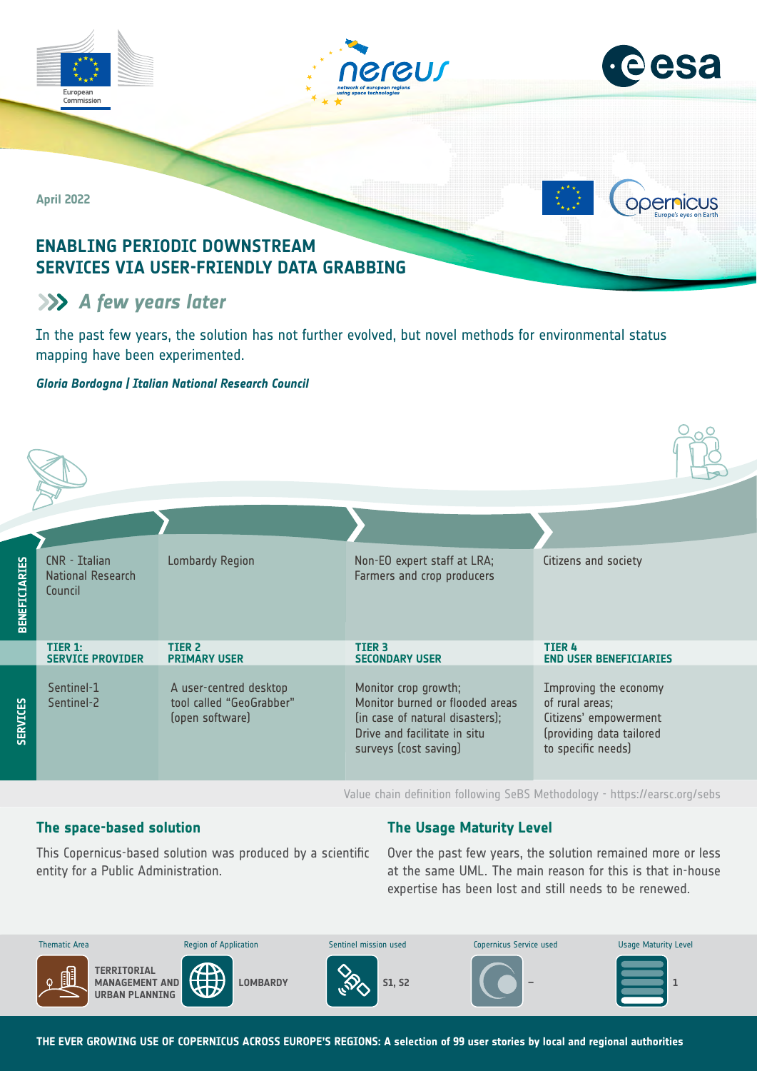April 2022

# ENABLING PERIODIC DOWNSTREAM SERVICES VIA USER-FRIENDLY DATA GRABBING

## *A few years later*

In the past few years, the solution has not further evolved, but novel methods for environmental status mapping have been experimented.

***Gloria Bordogna | Italian National Research Council***

| | TIER 1: SERVICE PROVIDER | TIER 2 PRIMARY USER | TIER 3 SECONDARY USER | TIER 4 END USER BENEFICIARIES |
|---|---|---|---|---|
| **BENEFICIARIES** | CNR - Italian National Research Council | Lombardy Region | Non-EO expert staff at LRA; Farmers and crop producers | Citizens and society |
| **SERVICES** | Sentinel-1 Sentinel-2 | A user-centred desktop tool called "GeoGrabber" (open software) | Monitor crop growth; Monitor burned or flooded areas (in case of natural disasters); Drive and facilitate in situ surveys (cost saving) | Improving the economy of rural areas; Citizens' empowerment (providing data tailored to specific needs) |

Value chain definition following SeBS Methodology - https://earsc.org/sebs

## The space-based solution

This Copernicus-based solution was produced by a scientific entity for a Public Administration.

## The Usage Maturity Level

Over the past few years, the solution remained more or less at the same UML. The main reason for this is that in-house expertise has been lost and still needs to be renewed.

| Thematic Area | Region of Application | Sentinel mission used | Copernicus Service used | Usage Maturity Level |
|---|---|---|---|---|
| TERRITORIAL MANAGEMENT AND URBAN PLANNING | LOMBARDY | S1, S2 | – | 1 |

THE EVER GROWING USE OF COPERNICUS ACROSS EUROPE'S REGIONS: A selection of 99 user stories by local and regional authorities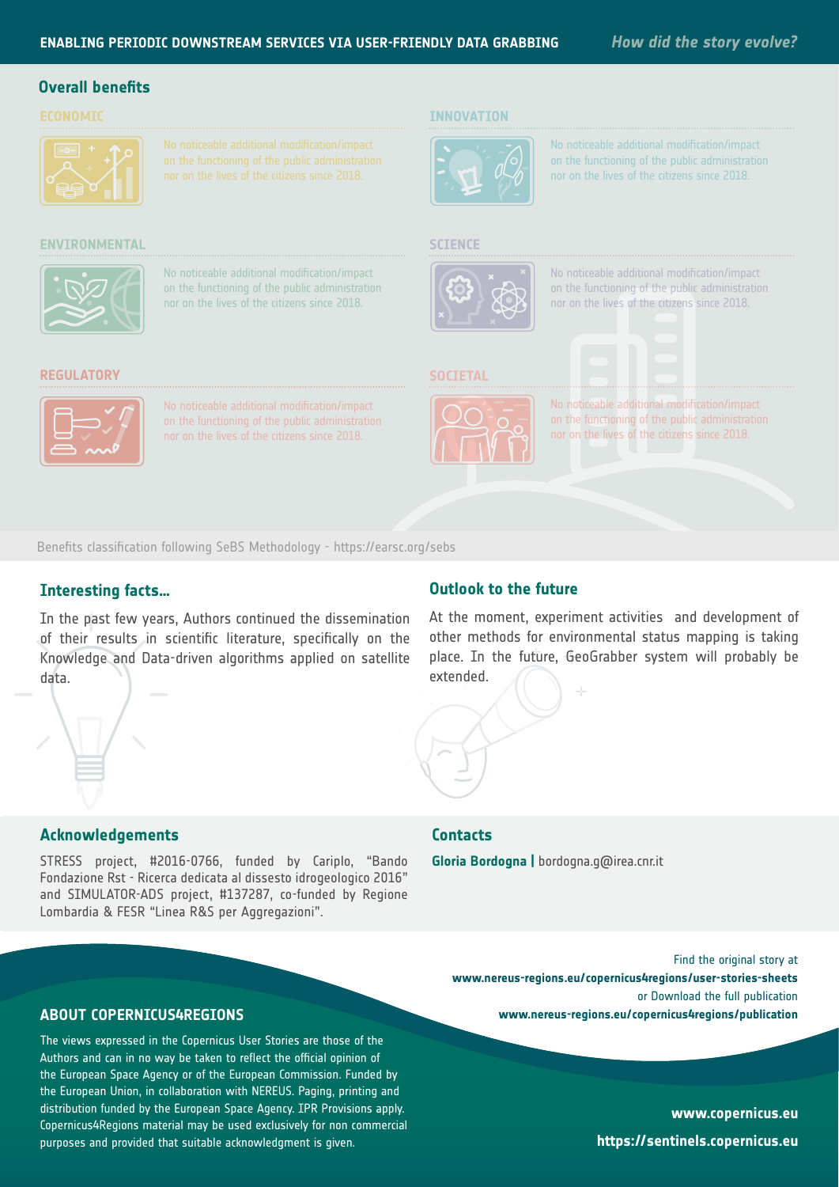## Overall benefits

### ECONOMIC

No noticeable additional modification/impact on the functioning of the public administration nor on the lives of the citizens since 2018.

### INNOVATION

No noticeable additional modification/impact on the functioning of the public administration nor on the lives of the citizens since 2018.

### ENVIRONMENTAL

No noticeable additional modification/impact on the functioning of the public administration nor on the lives of the citizens since 2018.

### SCIENCE

No noticeable additional modification/impact on the functioning of the public administration nor on the lives of the citizens since 2018.

### REGULATORY

No noticeable additional modification/impact on the functioning of the public administration nor on the lives of the citizens since 2018.

### SOCIETAL

No noticeable additional modification/impact on the functioning of the public administration nor on the lives of the citizens since 2018.

Benefits classification following SeBS Methodology - https://earsc.org/sebs

## Interesting facts...

In the past few years, Authors continued the dissemination of their results in scientific literature, specifically on the Knowledge and Data-driven algorithms applied on satellite data.

## Outlook to the future

At the moment, experiment activities and development of other methods for environmental status mapping is taking place. In the future, GeoGrabber system will probably be extended.

## Acknowledgements

STRESS project, #2016-0766, funded by Cariplo, "Bando Fondazione Rst - Ricerca dedicata al dissesto idrogeologico 2016" and SIMULATOR-ADS project, #137287, co-funded by Regione Lombardia & FESR "Linea R&S per Aggregazioni".

## Contacts

**Gloria Bordogna |** bordogna.g@irea.cnr.it

## ABOUT COPERNICUS4REGIONS

The views expressed in the Copernicus User Stories are those of the Authors and can in no way be taken to reflect the official opinion of the European Space Agency or of the European Commission. Funded by the European Union, in collaboration with NEREUS. Paging, printing and distribution funded by the European Space Agency. IPR Provisions apply. Copernicus4Regions material may be used exclusively for non commercial purposes and provided that suitable acknowledgment is given.

Find the original story at
**www.nereus-regions.eu/copernicus4regions/user-stories-sheets**
or Download the full publication
**www.nereus-regions.eu/copernicus4regions/publication**

**www.copernicus.eu**
**https://sentinels.copernicus.eu**